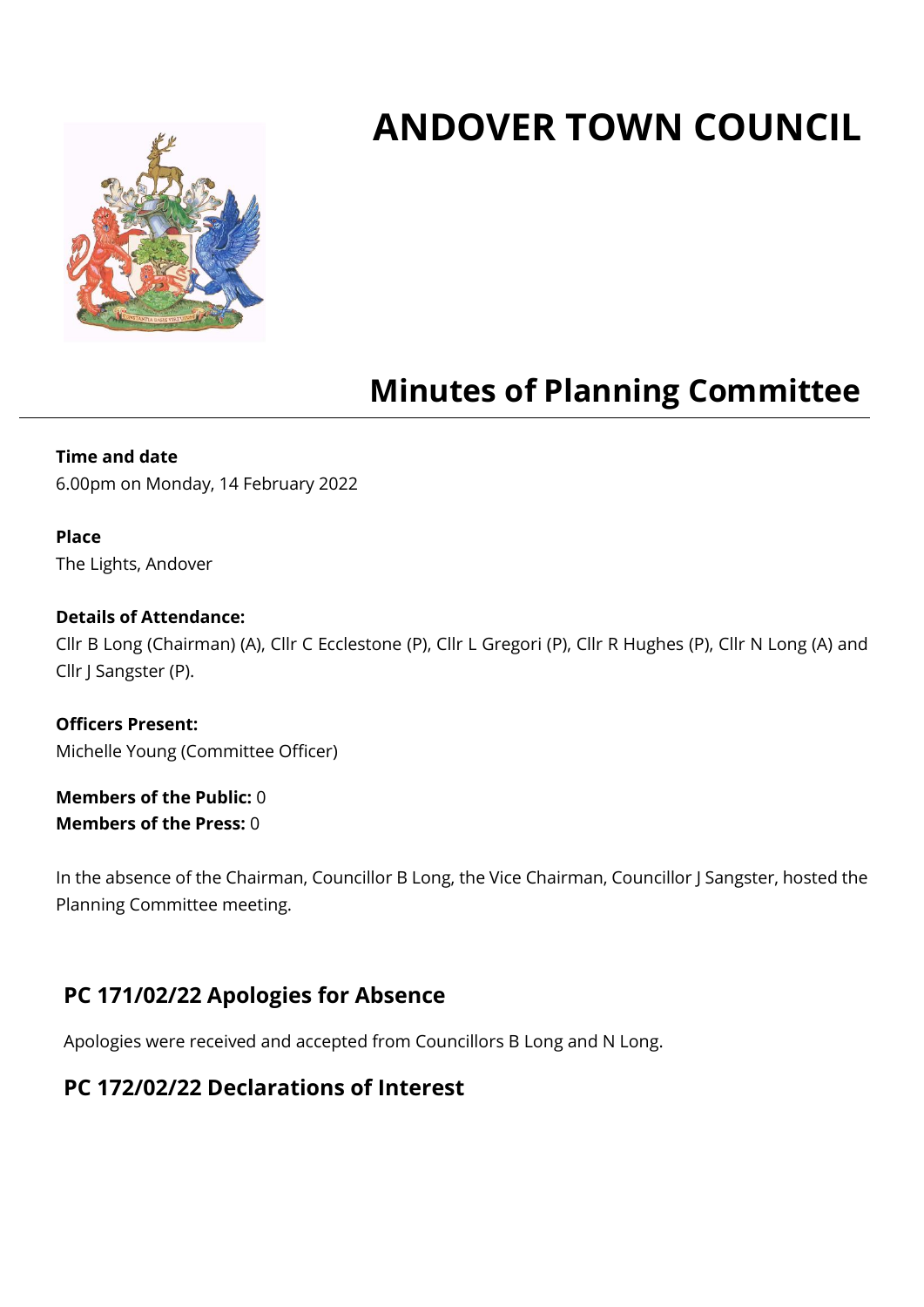# ANDOVER TOWN COUNCIL

## Minutes of Planning Committee

**Time and date**
6.00pm on Monday, 14 February 2022

**Place**
The Lights, Andover

**Details of Attendance:**
Cllr B Long (Chairman) (A), Cllr C Ecclestone (P), Cllr L Gregori (P), Cllr R Hughes (P), Cllr N Long (A) and Cllr J Sangster (P).

**Officers Present:**
Michelle Young (Committee Officer)

**Members of the Public:** 0
**Members of the Press:** 0

In the absence of the Chairman, Councillor B Long, the Vice Chairman, Councillor J Sangster, hosted the Planning Committee meeting.

### PC 171/02/22 Apologies for Absence

Apologies were received and accepted from Councillors B Long and N Long.

### PC 172/02/22 Declarations of Interest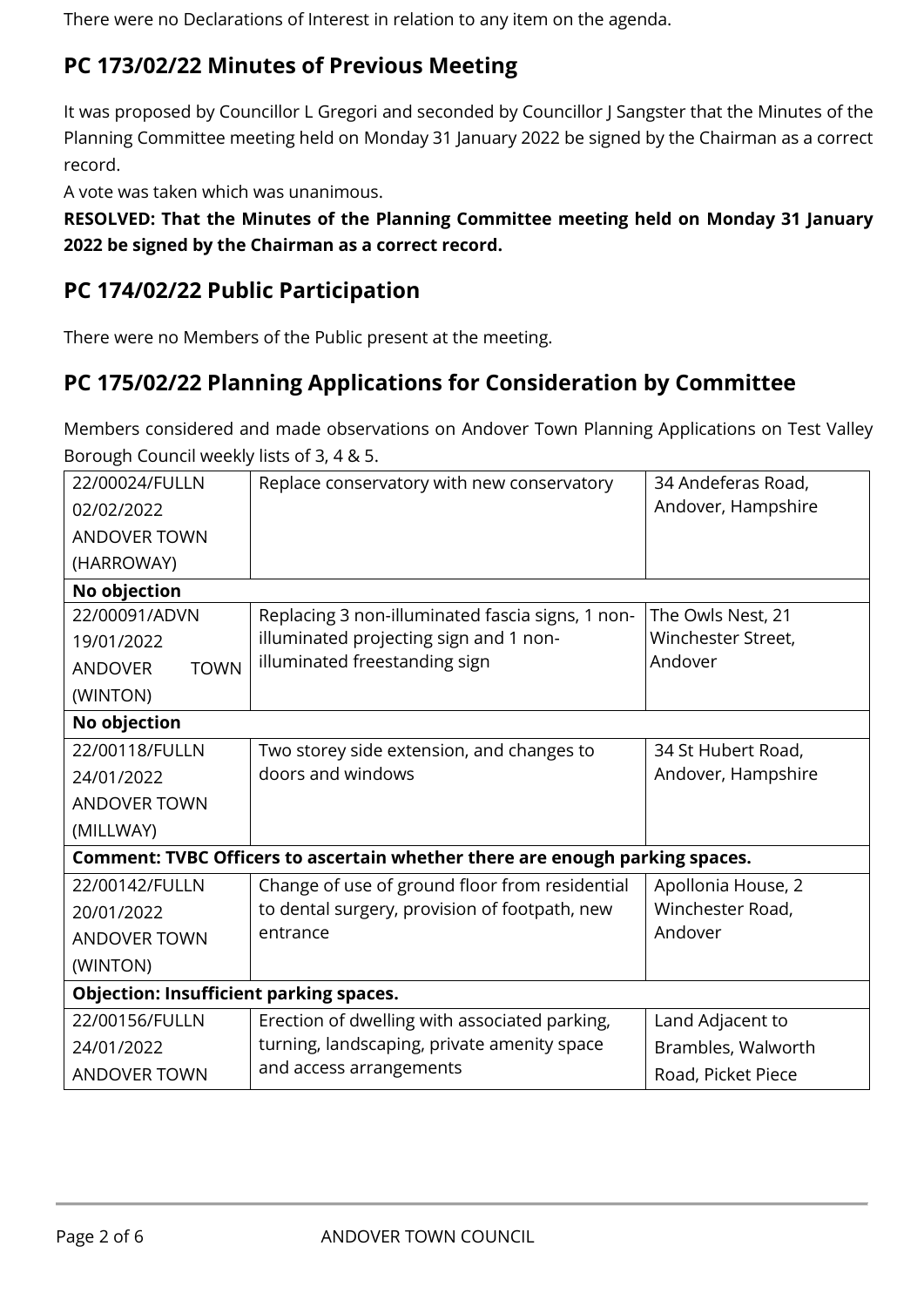There were no Declarations of Interest in relation to any item on the agenda.

## PC 173/02/22 Minutes of Previous Meeting

It was proposed by Councillor L Gregori and seconded by Councillor J Sangster that the Minutes of the Planning Committee meeting held on Monday 31 January 2022 be signed by the Chairman as a correct record.

A vote was taken which was unanimous.

**RESOLVED: That the Minutes of the Planning Committee meeting held on Monday 31 January 2022 be signed by the Chairman as a correct record.**

## PC 174/02/22 Public Participation

There were no Members of the Public present at the meeting.

## PC 175/02/22 Planning Applications for Consideration by Committee

Members considered and made observations on Andover Town Planning Applications on Test Valley Borough Council weekly lists of 3, 4 & 5.

| Application | Proposal | Location |
|---|---|---|
| 22/00024/FULLN 02/02/2022 ANDOVER TOWN (HARROWAY) | Replace conservatory with new conservatory | 34 Andeferas Road, Andover, Hampshire |
| **No objection** | | |
| 22/00091/ADVN 19/01/2022 ANDOVER TOWN (WINTON) | Replacing 3 non-illuminated fascia signs, 1 non-illuminated projecting sign and 1 non-illuminated freestanding sign | The Owls Nest, 21 Winchester Street, Andover |
| **No objection** | | |
| 22/00118/FULLN 24/01/2022 ANDOVER TOWN (MILLWAY) | Two storey side extension, and changes to doors and windows | 34 St Hubert Road, Andover, Hampshire |
| **Comment: TVBC Officers to ascertain whether there are enough parking spaces.** | | |
| 22/00142/FULLN 20/01/2022 ANDOVER TOWN (WINTON) | Change of use of ground floor from residential to dental surgery, provision of footpath, new entrance | Apollonia House, 2 Winchester Road, Andover |
| **Objection: Insufficient parking spaces.** | | |
| 22/00156/FULLN 24/01/2022 ANDOVER TOWN | Erection of dwelling with associated parking, turning, landscaping, private amenity space and access arrangements | Land Adjacent to Brambles, Walworth Road, Picket Piece |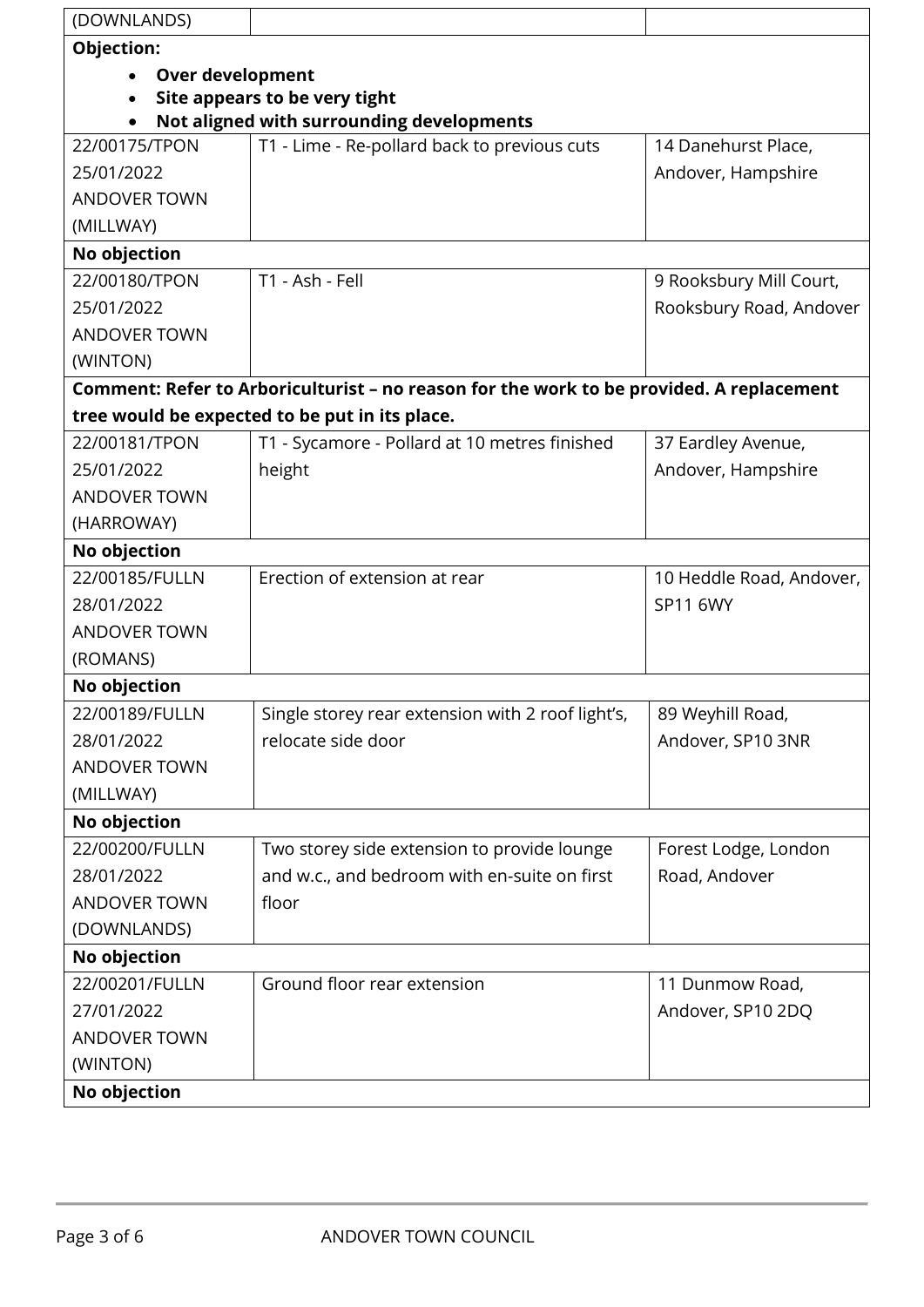| | | |
|---|---|---|
| (DOWNLANDS) | | |
| **Objection:**<br>• **Over development**<br>• **Site appears to be very tight**<br>• **Not aligned with surrounding developments** | | |
| 22/00175/TPON<br>25/01/2022<br>ANDOVER TOWN<br>(MILLWAY) | T1 - Lime - Re-pollard back to previous cuts | 14 Danehurst Place, Andover, Hampshire |
| **No objection** | | |
| 22/00180/TPON<br>25/01/2022<br>ANDOVER TOWN<br>(WINTON) | T1 - Ash - Fell | 9 Rooksbury Mill Court, Rooksbury Road, Andover |
| **Comment: Refer to Arboriculturist – no reason for the work to be provided. A replacement tree would be expected to be put in its place.** | | |
| 22/00181/TPON<br>25/01/2022<br>ANDOVER TOWN<br>(HARROWAY) | T1 - Sycamore - Pollard at 10 metres finished height | 37 Eardley Avenue, Andover, Hampshire |
| **No objection** | | |
| 22/00185/FULLN<br>28/01/2022<br>ANDOVER TOWN<br>(ROMANS) | Erection of extension at rear | 10 Heddle Road, Andover, SP11 6WY |
| **No objection** | | |
| 22/00189/FULLN<br>28/01/2022<br>ANDOVER TOWN<br>(MILLWAY) | Single storey rear extension with 2 roof light's, relocate side door | 89 Weyhill Road, Andover, SP10 3NR |
| **No objection** | | |
| 22/00200/FULLN<br>28/01/2022<br>ANDOVER TOWN<br>(DOWNLANDS) | Two storey side extension to provide lounge and w.c., and bedroom with en-suite on first floor | Forest Lodge, London Road, Andover |
| **No objection** | | |
| 22/00201/FULLN<br>27/01/2022<br>ANDOVER TOWN<br>(WINTON) | Ground floor rear extension | 11 Dunmow Road, Andover, SP10 2DQ |
| **No objection** | | |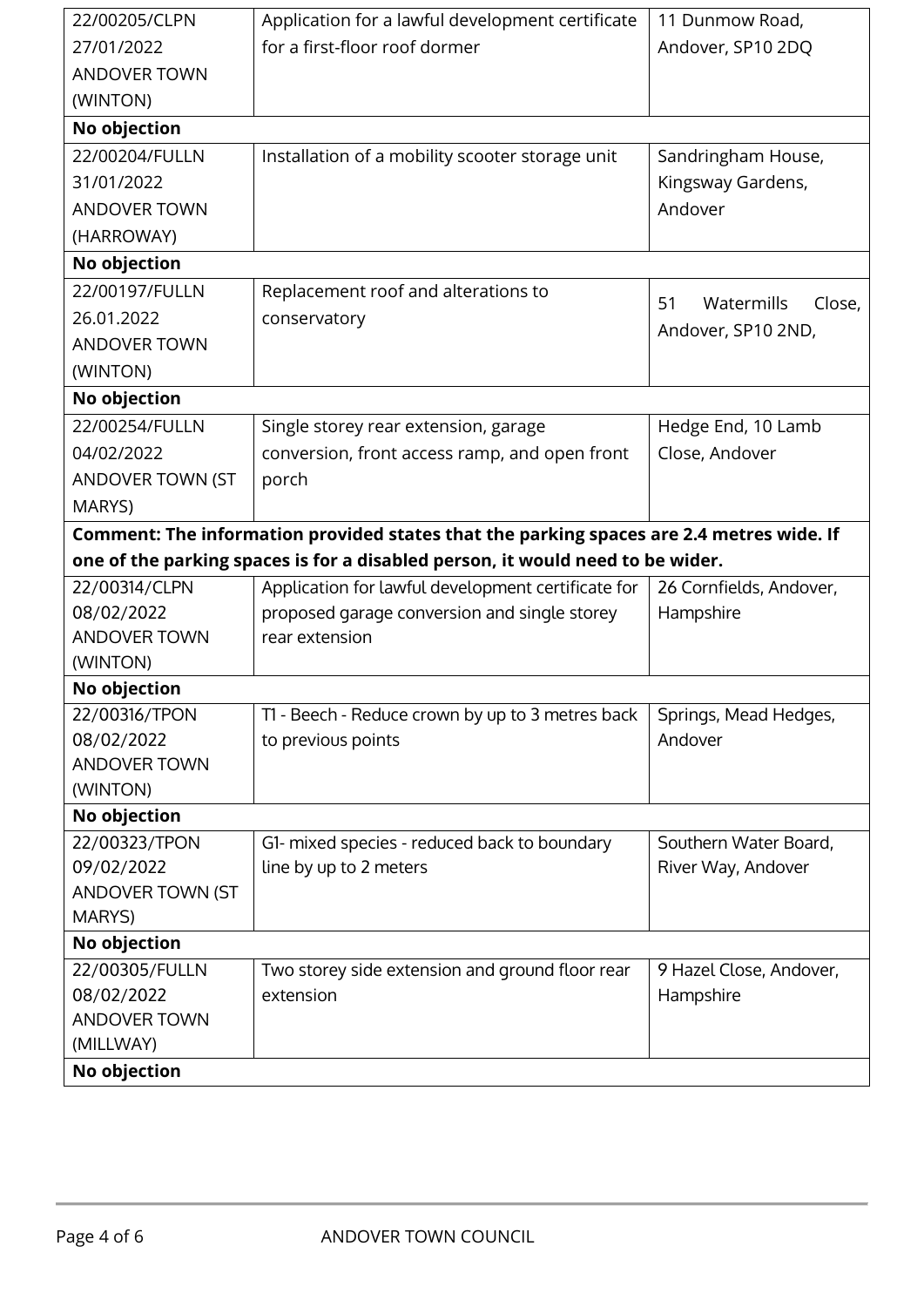| | | |
|---|---|---|
| 22/00205/CLPN<br>27/01/2022<br>ANDOVER TOWN (WINTON) | Application for a lawful development certificate for a first-floor roof dormer | 11 Dunmow Road, Andover, SP10 2DQ |
| **No objection** | | |
| 22/00204/FULLN<br>31/01/2022<br>ANDOVER TOWN (HARROWAY) | Installation of a mobility scooter storage unit | Sandringham House, Kingsway Gardens, Andover |
| **No objection** | | |
| 22/00197/FULLN<br>26.01.2022<br>ANDOVER TOWN (WINTON) | Replacement roof and alterations to conservatory | 51 Watermills Close, Andover, SP10 2ND, |
| **No objection** | | |
| 22/00254/FULLN<br>04/02/2022<br>ANDOVER TOWN (ST MARYS) | Single storey rear extension, garage conversion, front access ramp, and open front porch | Hedge End, 10 Lamb Close, Andover |
| **Comment: The information provided states that the parking spaces are 2.4 metres wide. If one of the parking spaces is for a disabled person, it would need to be wider.** | | |
| 22/00314/CLPN<br>08/02/2022<br>ANDOVER TOWN (WINTON) | Application for lawful development certificate for proposed garage conversion and single storey rear extension | 26 Cornfields, Andover, Hampshire |
| **No objection** | | |
| 22/00316/TPON<br>08/02/2022<br>ANDOVER TOWN (WINTON) | T1 - Beech - Reduce crown by up to 3 metres back to previous points | Springs, Mead Hedges, Andover |
| **No objection** | | |
| 22/00323/TPON<br>09/02/2022<br>ANDOVER TOWN (ST MARYS) | G1- mixed species - reduced back to boundary line by up to 2 meters | Southern Water Board, River Way, Andover |
| **No objection** | | |
| 22/00305/FULLN<br>08/02/2022<br>ANDOVER TOWN (MILLWAY) | Two storey side extension and ground floor rear extension | 9 Hazel Close, Andover, Hampshire |
| **No objection** | | |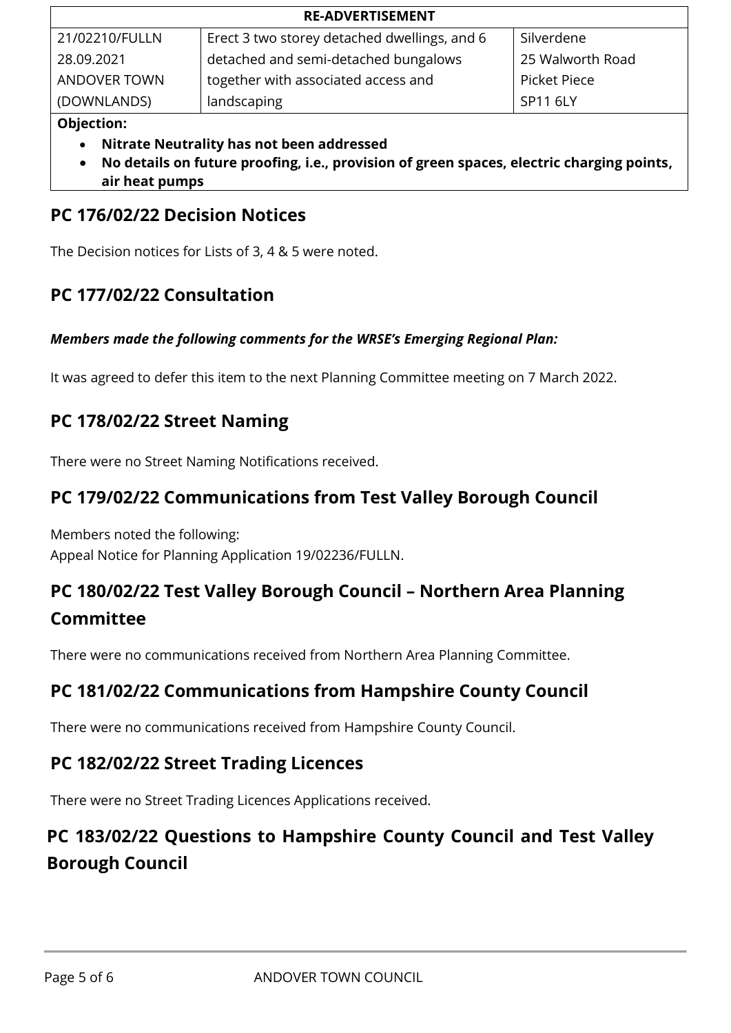| RE-ADVERTISEMENT | | |
|---|---|---|
| 21/02210/FULLN<br>28.09.2021<br>ANDOVER TOWN (DOWNLANDS) | Erect 3 two storey detached dwellings, and 6 detached and semi-detached bungalows together with associated access and landscaping | Silverdene<br>25 Walworth Road<br>Picket Piece<br>SP11 6LY |

**Objection:**

- **Nitrate Neutrality has not been addressed**
- **No details on future proofing, i.e., provision of green spaces, electric charging points, air heat pumps**

## PC 176/02/22 Decision Notices

The Decision notices for Lists of 3, 4 & 5 were noted.

## PC 177/02/22 Consultation

***Members made the following comments for the WRSE's Emerging Regional Plan:***

It was agreed to defer this item to the next Planning Committee meeting on 7 March 2022.

## PC 178/02/22 Street Naming

There were no Street Naming Notifications received.

## PC 179/02/22 Communications from Test Valley Borough Council

Members noted the following:
Appeal Notice for Planning Application 19/02236/FULLN.

## PC 180/02/22 Test Valley Borough Council – Northern Area Planning Committee

There were no communications received from Northern Area Planning Committee.

## PC 181/02/22 Communications from Hampshire County Council

There were no communications received from Hampshire County Council.

## PC 182/02/22 Street Trading Licences

There were no Street Trading Licences Applications received.

## PC 183/02/22 Questions to Hampshire County Council and Test Valley Borough Council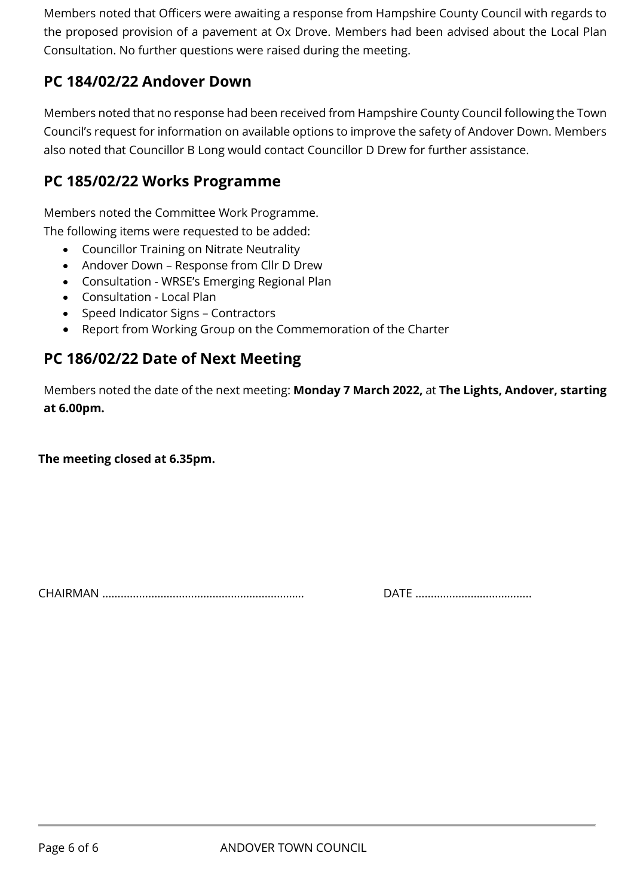Members noted that Officers were awaiting a response from Hampshire County Council with regards to the proposed provision of a pavement at Ox Drove. Members had been advised about the Local Plan Consultation. No further questions were raised during the meeting.

## PC 184/02/22 Andover Down

Members noted that no response had been received from Hampshire County Council following the Town Council's request for information on available options to improve the safety of Andover Down. Members also noted that Councillor B Long would contact Councillor D Drew for further assistance.

## PC 185/02/22 Works Programme

Members noted the Committee Work Programme.
The following items were requested to be added:

- Councillor Training on Nitrate Neutrality
- Andover Down – Response from Cllr D Drew
- Consultation - WRSE's Emerging Regional Plan
- Consultation - Local Plan
- Speed Indicator Signs – Contractors
- Report from Working Group on the Commemoration of the Charter

## PC 186/02/22 Date of Next Meeting

Members noted the date of the next meeting: **Monday 7 March 2022,** at **The Lights, Andover, starting at 6.00pm.**

**The meeting closed at 6.35pm.**

CHAIRMAN ..................................................................  DATE ......................................